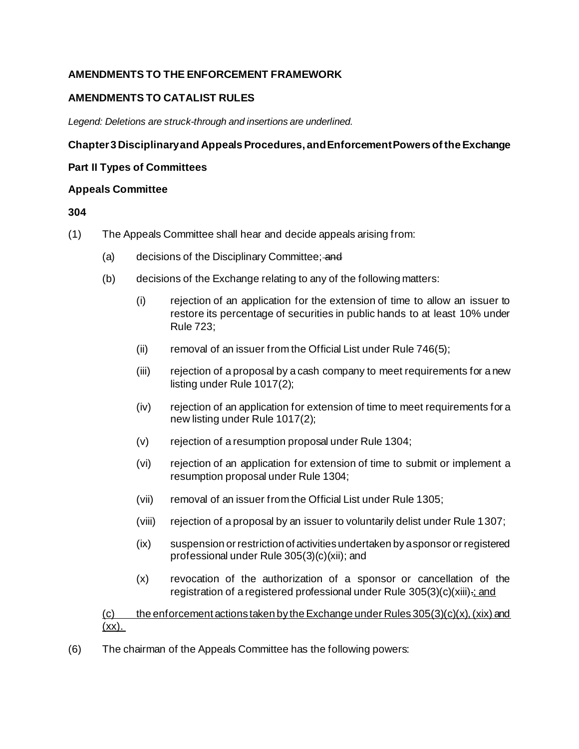**AMENDMENTS TO THE ENFORCEMENT FRAMEWORK**

**AMENDMENTS TO CATALIST RULES**

*Legend: Deletions are struck-through and insertions are underlined.*

**Chapter 3 Disciplinary and Appeals Procedures, and Enforcement Powers of the Exchange**

**Part II Types of Committees**

**Appeals Committee**

**304**

(1) The Appeals Committee shall hear and decide appeals arising from:

(a) decisions of the Disciplinary Committee; ~~and~~

(b) decisions of the Exchange relating to any of the following matters:

(i) rejection of an application for the extension of time to allow an issuer to restore its percentage of securities in public hands to at least 10% under Rule 723;

(ii) removal of an issuer from the Official List under Rule 746(5);

(iii) rejection of a proposal by a cash company to meet requirements for a new listing under Rule 1017(2);

(iv) rejection of an application for extension of time to meet requirements for a new listing under Rule 1017(2);

(v) rejection of a resumption proposal under Rule 1304;

(vi) rejection of an application for extension of time to submit or implement a resumption proposal under Rule 1304;

(vii) removal of an issuer from the Official List under Rule 1305;

(viii) rejection of a proposal by an issuer to voluntarily delist under Rule 1307;

(ix) suspension or restriction of activities undertaken by a sponsor or registered professional under Rule 305(3)(c)(xii); and

(x) revocation of the authorization of a sponsor or cancellation of the registration of a registered professional under Rule 305(3)(c)(xiii)~~.~~<u>; and</u>

<u>(c) the enforcement actions taken by the Exchange under Rules 305(3)(c)(x), (xix) and (xx).</u>

(6) The chairman of the Appeals Committee has the following powers: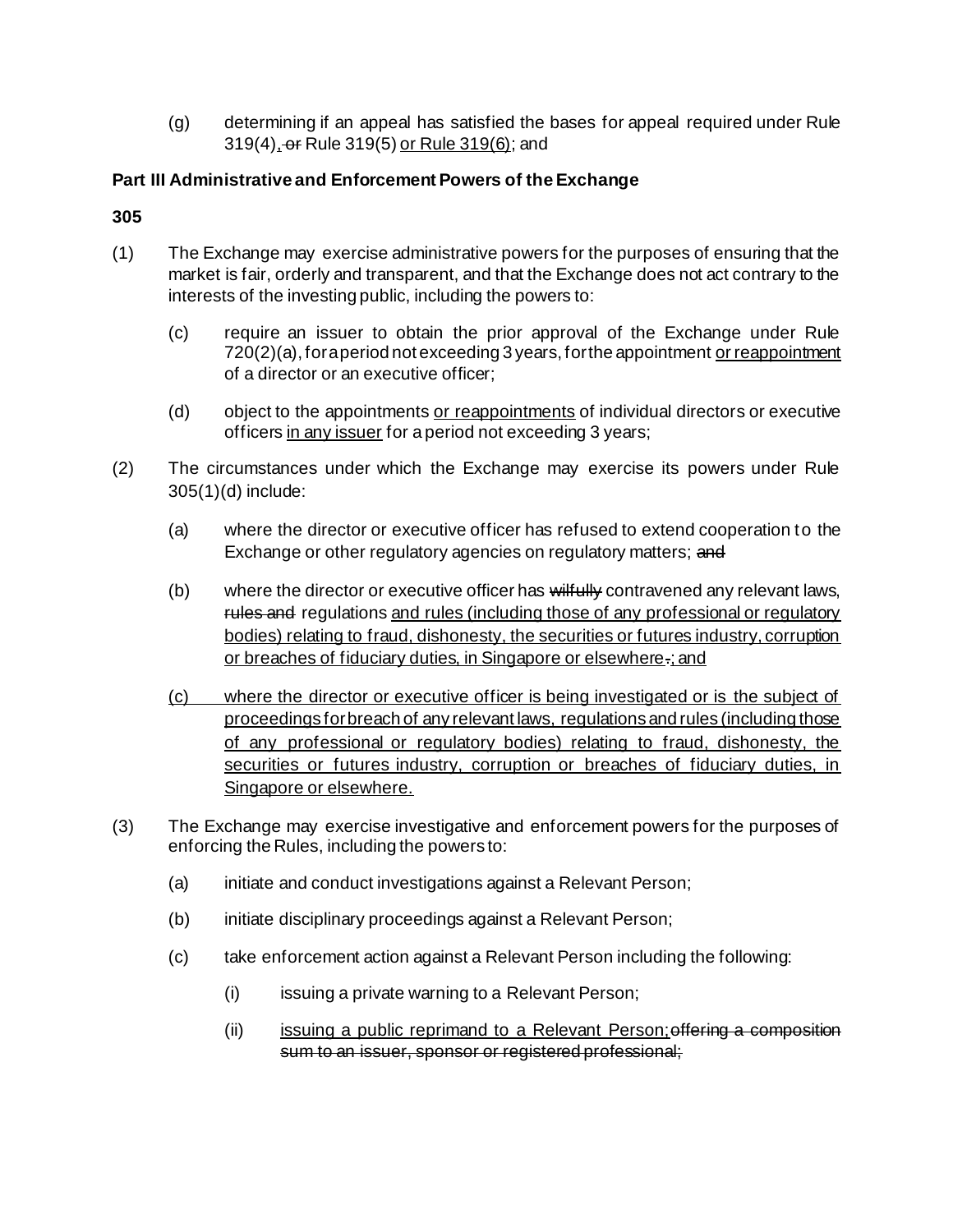(g) determining if an appeal has satisfied the bases for appeal required under Rule 319(4), ~~or~~ Rule 319(5) <u>or Rule 319(6)</u>; and

**Part III Administrative and Enforcement Powers of the Exchange**

**305**

(1) The Exchange may exercise administrative powers for the purposes of ensuring that the market is fair, orderly and transparent, and that the Exchange does not act contrary to the interests of the investing public, including the powers to:

(c) require an issuer to obtain the prior approval of the Exchange under Rule 720(2)(a), for a period not exceeding 3 years, for the appointment <u>or reappointment</u> of a director or an executive officer;

(d) object to the appointments <u>or reappointments</u> of individual directors or executive officers <u>in any issuer</u> for a period not exceeding 3 years;

(2) The circumstances under which the Exchange may exercise its powers under Rule 305(1)(d) include:

(a) where the director or executive officer has refused to extend cooperation to the Exchange or other regulatory agencies on regulatory matters; ~~and~~

(b) where the director or executive officer has ~~wilfully~~ contravened any relevant laws, ~~rules and~~ regulations <u>and rules (including those of any professional or regulatory bodies) relating to fraud, dishonesty, the securities or futures industry, corruption or breaches of fiduciary duties, in Singapore or elsewhere</u>~~.~~<u>; and</u>

<u>(c) where the director or executive officer is being investigated or is the subject of proceedings for breach of any relevant laws, regulations and rules (including those of any professional or regulatory bodies) relating to fraud, dishonesty, the securities or futures industry, corruption or breaches of fiduciary duties, in Singapore or elsewhere.</u>

(3) The Exchange may exercise investigative and enforcement powers for the purposes of enforcing the Rules, including the powers to:

(a) initiate and conduct investigations against a Relevant Person;

(b) initiate disciplinary proceedings against a Relevant Person;

(c) take enforcement action against a Relevant Person including the following:

(i) issuing a private warning to a Relevant Person;

(ii) <u>issuing a public reprimand to a Relevant Person;</u>~~offering a composition sum to an issuer, sponsor or registered professional;~~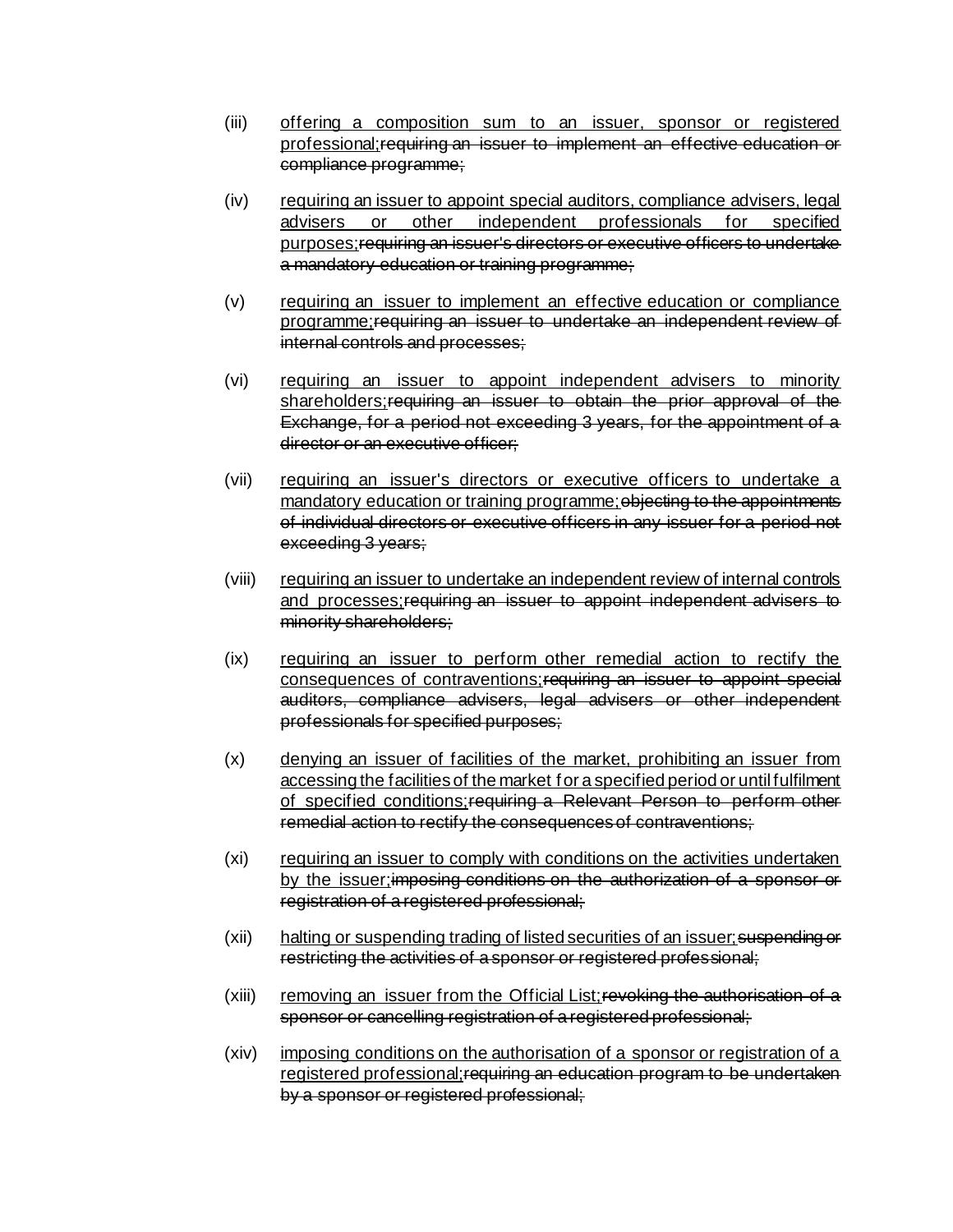(iii) <u>offering a composition sum to an issuer, sponsor or registered professional;</u>~~requiring an issuer to implement an effective education or compliance programme;~~

(iv) <u>requiring an issuer to appoint special auditors, compliance advisers, legal advisers or other independent professionals for specified purposes;</u>~~requiring an issuer's directors or executive officers to undertake a mandatory education or training programme;~~

(v) <u>requiring an issuer to implement an effective education or compliance programme;</u>~~requiring an issuer to undertake an independent review of internal controls and processes;~~

(vi) <u>requiring an issuer to appoint independent advisers to minority shareholders;</u>~~requiring an issuer to obtain the prior approval of the Exchange, for a period not exceeding 3 years, for the appointment of a director or an executive officer;~~

(vii) <u>requiring an issuer's directors or executive officers to undertake a mandatory education or training programme;</u>~~objecting to the appointments of individual directors or executive officers in any issuer for a period not exceeding 3 years;~~

(viii) <u>requiring an issuer to undertake an independent review of internal controls and processes;</u>~~requiring an issuer to appoint independent advisers to minority shareholders;~~

(ix) <u>requiring an issuer to perform other remedial action to rectify the consequences of contraventions;</u>~~requiring an issuer to appoint special auditors, compliance advisers, legal advisers or other independent professionals for specified purposes;~~

(x) <u>denying an issuer of facilities of the market, prohibiting an issuer from accessing the facilities of the market for a specified period or until fulfilment of specified conditions;</u>~~requiring a Relevant Person to perform other remedial action to rectify the consequences of contraventions;~~

(xi) <u>requiring an issuer to comply with conditions on the activities undertaken by the issuer;</u>~~imposing conditions on the authorization of a sponsor or registration of a registered professional;~~

(xii) <u>halting or suspending trading of listed securities of an issuer;</u>~~suspending or restricting the activities of a sponsor or registered professional;~~

(xiii) <u>removing an issuer from the Official List;</u>~~revoking the authorisation of a sponsor or cancelling registration of a registered professional;~~

(xiv) <u>imposing conditions on the authorisation of a sponsor or registration of a registered professional;</u>~~requiring an education program to be undertaken by a sponsor or registered professional;~~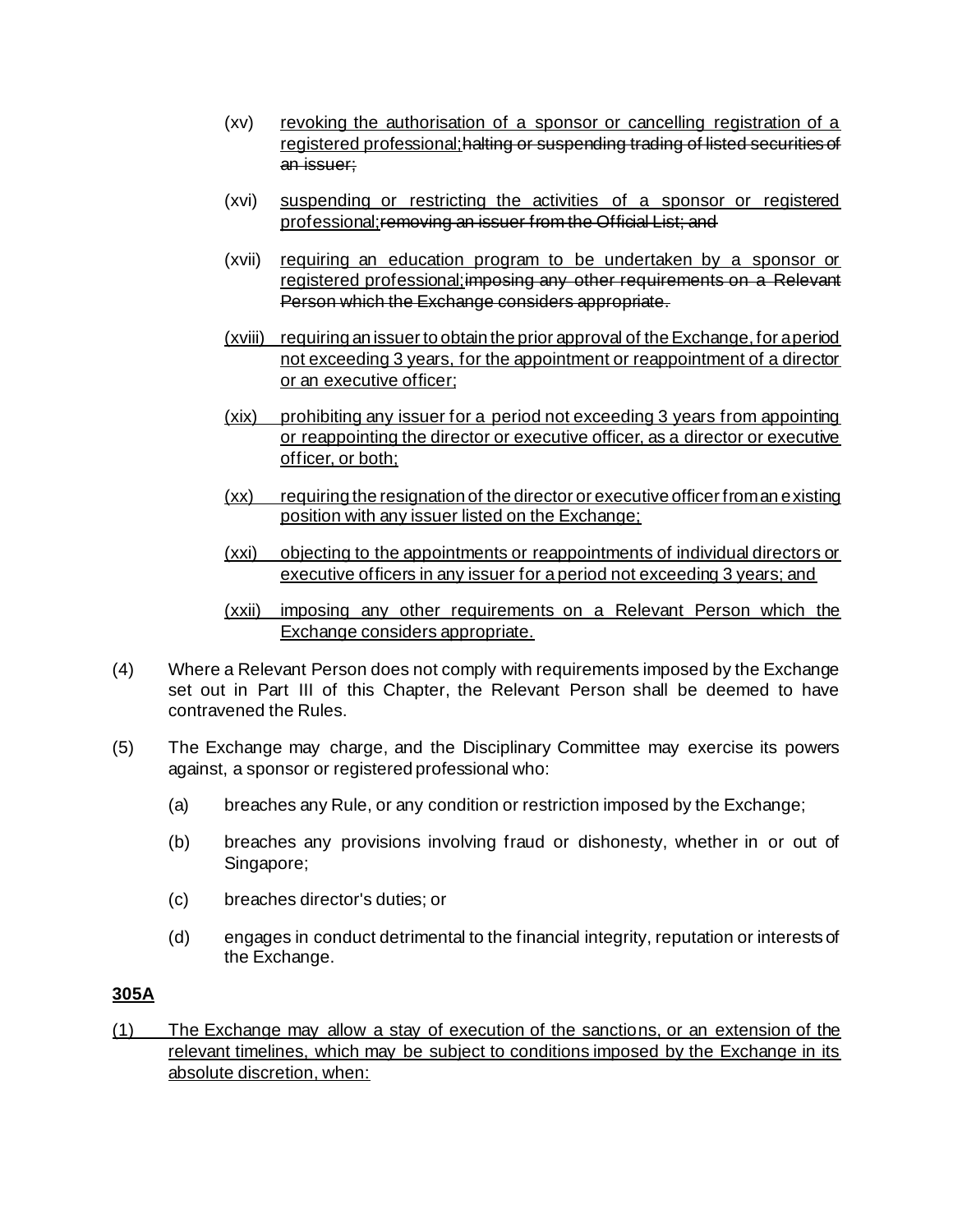(xv) revoking the authorisation of a sponsor or cancelling registration of a registered professional;~~halting or suspending trading of listed securities of an issuer;~~

(xvi) suspending or restricting the activities of a sponsor or registered professional;~~removing an issuer from the Official List; and~~

(xvii) requiring an education program to be undertaken by a sponsor or registered professional;~~imposing any other requirements on a Relevant Person which the Exchange considers appropriate.~~

(xviii) requiring an issuer to obtain the prior approval of the Exchange, for a period not exceeding 3 years, for the appointment or reappointment of a director or an executive officer;

(xix) prohibiting any issuer for a period not exceeding 3 years from appointing or reappointing the director or executive officer, as a director or executive officer, or both;

(xx) requiring the resignation of the director or executive officer from an existing position with any issuer listed on the Exchange;

(xxi) objecting to the appointments or reappointments of individual directors or executive officers in any issuer for a period not exceeding 3 years; and

(xxii) imposing any other requirements on a Relevant Person which the Exchange considers appropriate.

(4) Where a Relevant Person does not comply with requirements imposed by the Exchange set out in Part III of this Chapter, the Relevant Person shall be deemed to have contravened the Rules.

(5) The Exchange may charge, and the Disciplinary Committee may exercise its powers against, a sponsor or registered professional who:

(a) breaches any Rule, or any condition or restriction imposed by the Exchange;

(b) breaches any provisions involving fraud or dishonesty, whether in or out of Singapore;

(c) breaches director's duties; or

(d) engages in conduct detrimental to the financial integrity, reputation or interests of the Exchange.

**305A**

(1) The Exchange may allow a stay of execution of the sanctions, or an extension of the relevant timelines, which may be subject to conditions imposed by the Exchange in its absolute discretion, when: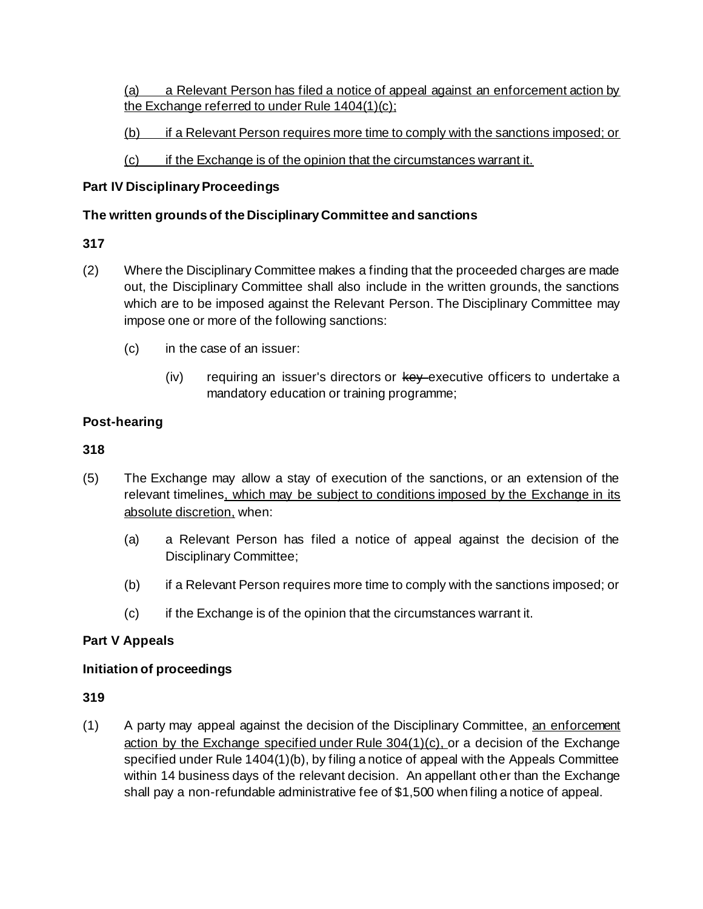(a) a Relevant Person has filed a notice of appeal against an enforcement action by the Exchange referred to under Rule 1404(1)(c);

(b) if a Relevant Person requires more time to comply with the sanctions imposed; or

(c) if the Exchange is of the opinion that the circumstances warrant it.

**Part IV Disciplinary Proceedings**

**The written grounds of the Disciplinary Committee and sanctions**

**317**

(2) Where the Disciplinary Committee makes a finding that the proceeded charges are made out, the Disciplinary Committee shall also include in the written grounds, the sanctions which are to be imposed against the Relevant Person. The Disciplinary Committee may impose one or more of the following sanctions:

  (c) in the case of an issuer:

    (iv) requiring an issuer's directors or ~~key~~ executive officers to undertake a mandatory education or training programme;

**Post-hearing**

**318**

(5) The Exchange may allow a stay of execution of the sanctions, or an extension of the relevant timelines, which may be subject to conditions imposed by the Exchange in its absolute discretion, when:

  (a) a Relevant Person has filed a notice of appeal against the decision of the Disciplinary Committee;

  (b) if a Relevant Person requires more time to comply with the sanctions imposed; or

  (c) if the Exchange is of the opinion that the circumstances warrant it.

**Part V Appeals**

**Initiation of proceedings**

**319**

(1) A party may appeal against the decision of the Disciplinary Committee, an enforcement action by the Exchange specified under Rule 304(1)(c), or a decision of the Exchange specified under Rule 1404(1)(b), by filing a notice of appeal with the Appeals Committee within 14 business days of the relevant decision. An appellant other than the Exchange shall pay a non-refundable administrative fee of $1,500 when filing a notice of appeal.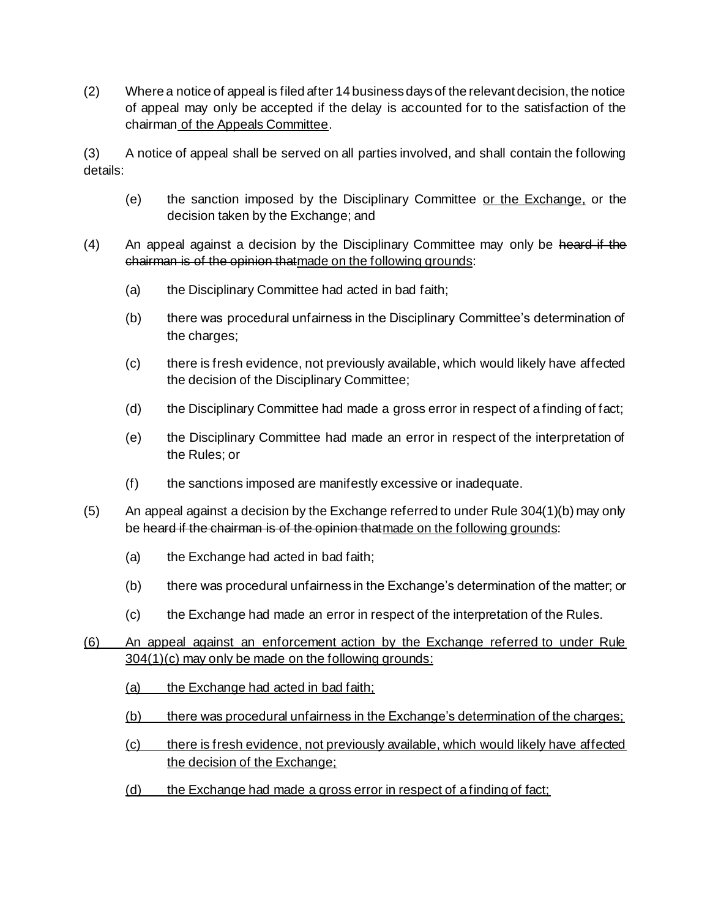(2) Where a notice of appeal is filed after 14 business days of the relevant decision, the notice of appeal may only be accepted if the delay is accounted for to the satisfaction of the chairman <u>of the Appeals Committee</u>.

(3) A notice of appeal shall be served on all parties involved, and shall contain the following details:

(e) the sanction imposed by the Disciplinary Committee <u>or the Exchange,</u> or the decision taken by the Exchange; and

(4) An appeal against a decision by the Disciplinary Committee may only be ~~heard if the chairman is of the opinion that~~<u>made on the following grounds</u>:

(a) the Disciplinary Committee had acted in bad faith;

(b) there was procedural unfairness in the Disciplinary Committee's determination of the charges;

(c) there is fresh evidence, not previously available, which would likely have affected the decision of the Disciplinary Committee;

(d) the Disciplinary Committee had made a gross error in respect of a finding of fact;

(e) the Disciplinary Committee had made an error in respect of the interpretation of the Rules; or

(f) the sanctions imposed are manifestly excessive or inadequate.

(5) An appeal against a decision by the Exchange referred to under Rule 304(1)(b) may only be ~~heard if the chairman is of the opinion that~~<u>made on the following grounds</u>:

(a) the Exchange had acted in bad faith;

(b) there was procedural unfairness in the Exchange's determination of the matter; or

(c) the Exchange had made an error in respect of the interpretation of the Rules.

<u>(6) An appeal against an enforcement action by the Exchange referred to under Rule 304(1)(c) may only be made on the following grounds:</u>

<u>(a) the Exchange had acted in bad faith;</u>

<u>(b) there was procedural unfairness in the Exchange's determination of the charges;</u>

<u>(c) there is fresh evidence, not previously available, which would likely have affected the decision of the Exchange;</u>

<u>(d) the Exchange had made a gross error in respect of a finding of fact;</u>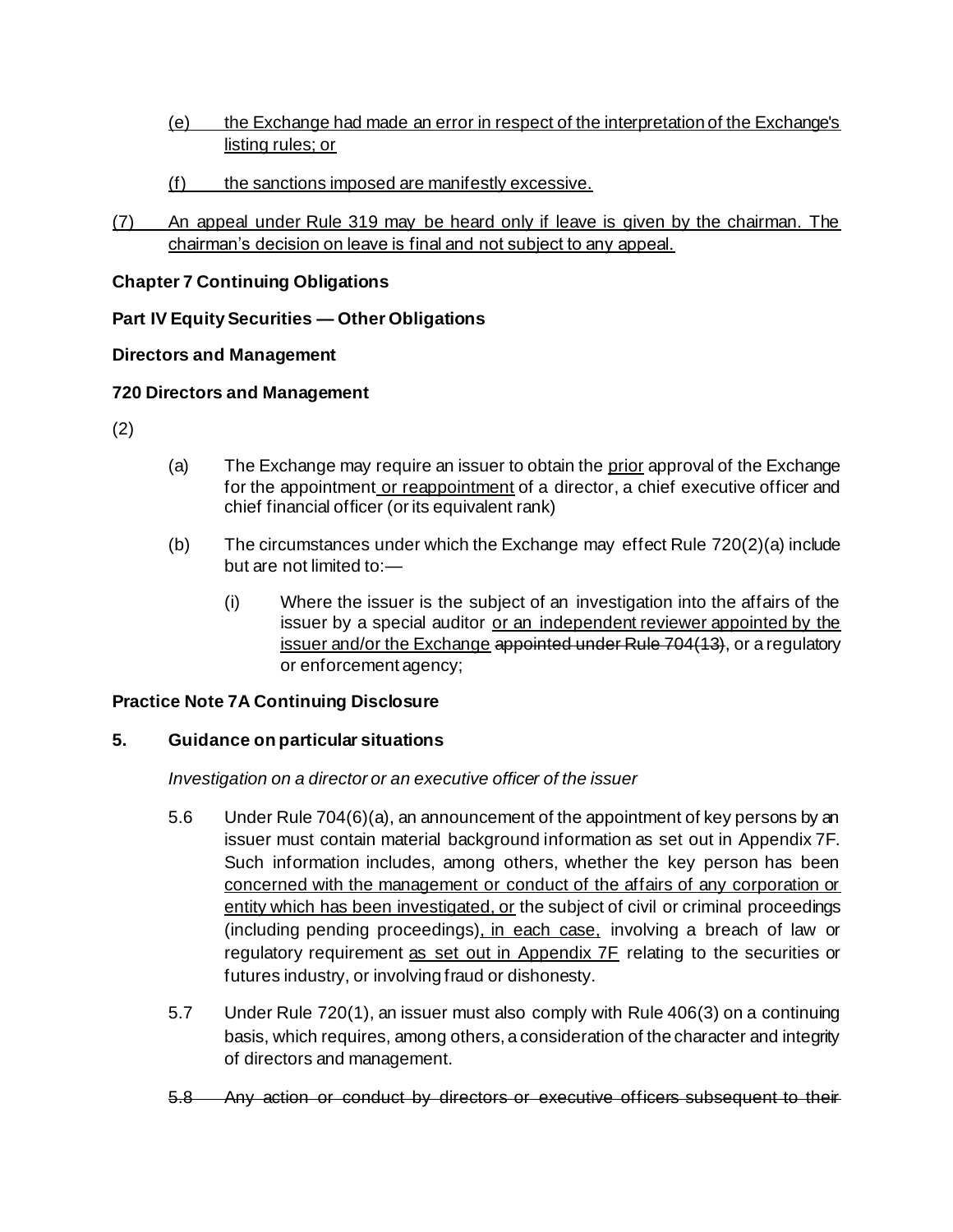(e) the Exchange had made an error in respect of the interpretation of the Exchange's listing rules; or

(f) the sanctions imposed are manifestly excessive.

(7) An appeal under Rule 319 may be heard only if leave is given by the chairman. The chairman's decision on leave is final and not subject to any appeal.

**Chapter 7 Continuing Obligations**

**Part IV Equity Securities — Other Obligations**

**Directors and Management**

**720 Directors and Management**

(2)

(a) The Exchange may require an issuer to obtain the prior approval of the Exchange for the appointment or reappointment of a director, a chief executive officer and chief financial officer (or its equivalent rank)

(b) The circumstances under which the Exchange may effect Rule 720(2)(a) include but are not limited to:—

(i) Where the issuer is the subject of an investigation into the affairs of the issuer by a special auditor or an independent reviewer appointed by the issuer and/or the Exchange ~~appointed under Rule 704(13)~~, or a regulatory or enforcement agency;

**Practice Note 7A Continuing Disclosure**

**5. Guidance on particular situations**

*Investigation on a director or an executive officer of the issuer*

5.6 Under Rule 704(6)(a), an announcement of the appointment of key persons by an issuer must contain material background information as set out in Appendix 7F. Such information includes, among others, whether the key person has been concerned with the management or conduct of the affairs of any corporation or entity which has been investigated, or the subject of civil or criminal proceedings (including pending proceedings), in each case, involving a breach of law or regulatory requirement as set out in Appendix 7F relating to the securities or futures industry, or involving fraud or dishonesty.

5.7 Under Rule 720(1), an issuer must also comply with Rule 406(3) on a continuing basis, which requires, among others, a consideration of the character and integrity of directors and management.

~~5.8 Any action or conduct by directors or executive officers subsequent to their~~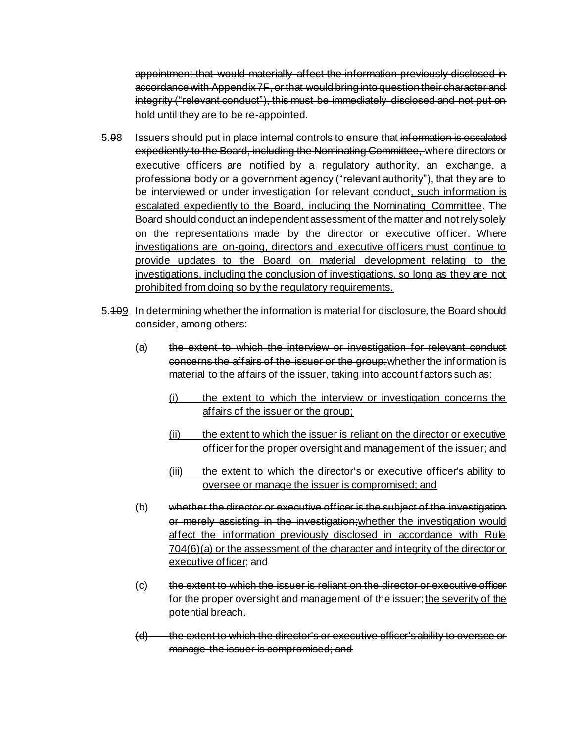~~appointment that would materially affect the information previously disclosed in accordance with Appendix 7F, or that would bring into question their character and integrity ("relevant conduct"), this must be immediately disclosed and not put on hold until they are to be re-appointed.~~

5.~~9~~<u>8</u> Issuers should put in place internal controls to ensure <u>that</u> ~~information is escalated expediently to the Board, including the Nominating Committee,~~ where directors or executive officers are notified by a regulatory authority, an exchange, a professional body or a government agency ("relevant authority"), that they are to be interviewed or under investigation ~~for relevant conduct~~<u>, such information is escalated expediently to the Board, including the Nominating Committee</u>. The Board should conduct an independent assessment of the matter and not rely solely on the representations made by the director or executive officer. <u>Where investigations are on-going, directors and executive officers must continue to provide updates to the Board on material development relating to the investigations, including the conclusion of investigations, so long as they are not prohibited from doing so by the regulatory requirements.</u>

5.~~10~~<u>9</u> In determining whether the information is material for disclosure, the Board should consider, among others:

(a) ~~the extent to which the interview or investigation for relevant conduct concerns the affairs of the issuer or the group;~~<u>whether the information is material to the affairs of the issuer, taking into account factors such as:</u>

> <u>(i) the extent to which the interview or investigation concerns the affairs of the issuer or the group;</u>
>
> <u>(ii) the extent to which the issuer is reliant on the director or executive officer for the proper oversight and management of the issuer; and</u>
>
> <u>(iii) the extent to which the director's or executive officer's ability to oversee or manage the issuer is compromised; and</u>

(b) ~~whether the director or executive officer is the subject of the investigation or merely assisting in the investigation;~~<u>whether the investigation would affect the information previously disclosed in accordance with Rule 704(6)(a) or the assessment of the character and integrity of the director or executive officer</u>; and

(c) ~~the extent to which the issuer is reliant on the director or executive officer for the proper oversight and management of the issuer;~~<u>the severity of the potential breach.</u>

~~(d) the extent to which the director's or executive officer's ability to oversee or manage the issuer is compromised; and~~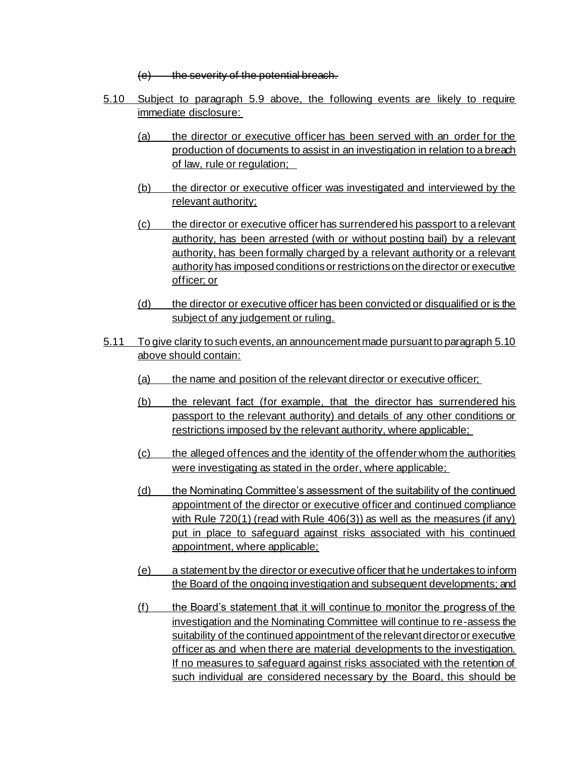~~(e) the severity of the potential breach.~~

5.10 Subject to paragraph 5.9 above, the following events are likely to require immediate disclosure:

(a) the director or executive officer has been served with an order for the production of documents to assist in an investigation in relation to a breach of law, rule or regulation;

(b) the director or executive officer was investigated and interviewed by the relevant authority;

(c) the director or executive officer has surrendered his passport to a relevant authority, has been arrested (with or without posting bail) by a relevant authority, has been formally charged by a relevant authority or a relevant authority has imposed conditions or restrictions on the director or executive officer; or

(d) the director or executive officer has been convicted or disqualified or is the subject of any judgement or ruling.

5.11 To give clarity to such events, an announcement made pursuant to paragraph 5.10 above should contain:

(a) the name and position of the relevant director or executive officer;

(b) the relevant fact (for example, that the director has surrendered his passport to the relevant authority) and details of any other conditions or restrictions imposed by the relevant authority, where applicable;

(c) the alleged offences and the identity of the offender whom the authorities were investigating as stated in the order, where applicable;

(d) the Nominating Committee's assessment of the suitability of the continued appointment of the director or executive officer and continued compliance with Rule 720(1) (read with Rule 406(3)) as well as the measures (if any) put in place to safeguard against risks associated with his continued appointment, where applicable;

(e) a statement by the director or executive officer that he undertakes to inform the Board of the ongoing investigation and subsequent developments; and

(f) the Board's statement that it will continue to monitor the progress of the investigation and the Nominating Committee will continue to re-assess the suitability of the continued appointment of the relevant director or executive officer as and when there are material developments to the investigation. If no measures to safeguard against risks associated with the retention of such individual are considered necessary by the Board, this should be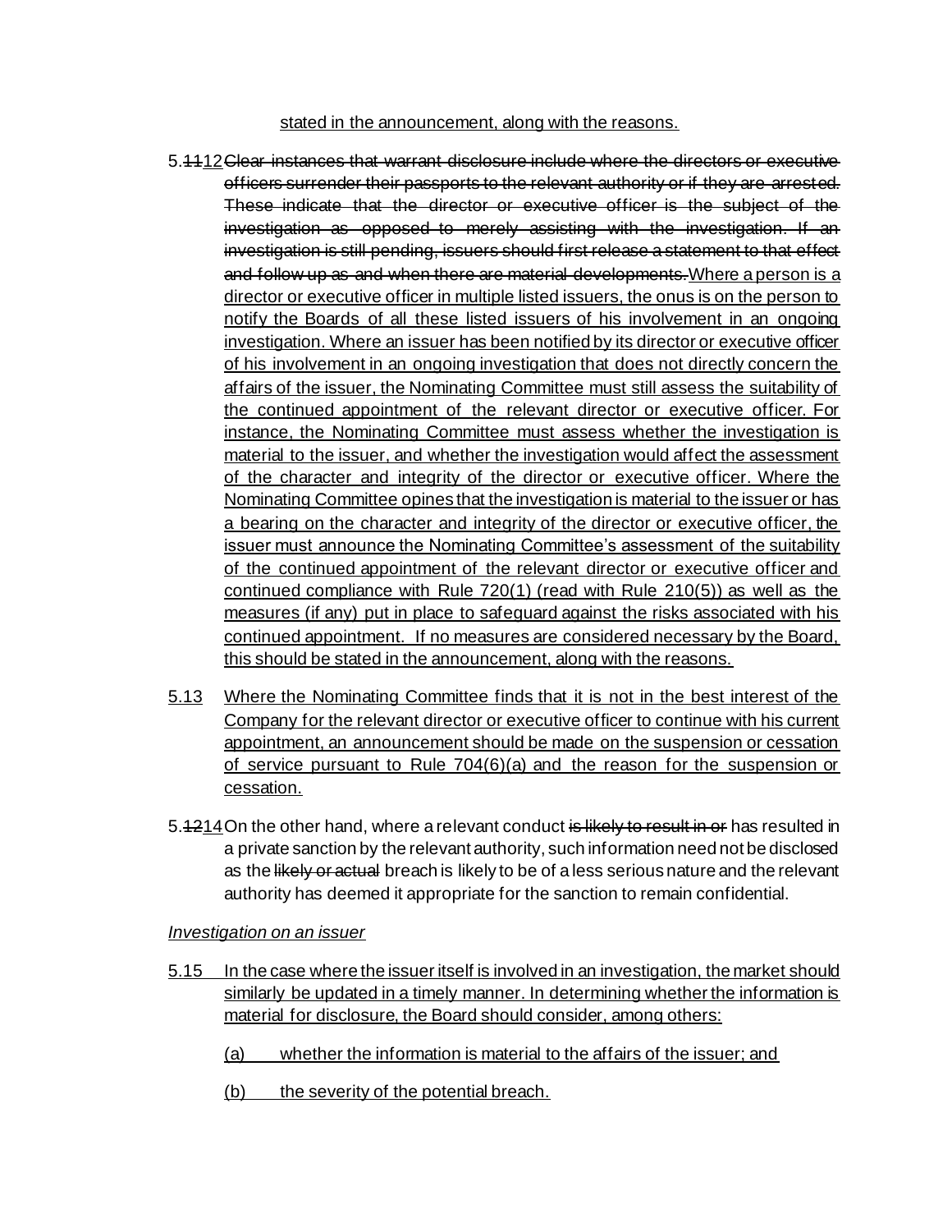stated in the announcement, along with the reasons.

5.~~11~~12 ~~Clear instances that warrant disclosure include where the directors or executive officers surrender their passports to the relevant authority or if they are arrested. These indicate that the director or executive officer is the subject of the investigation as opposed to merely assisting with the investigation. If an investigation is still pending, issuers should first release a statement to that effect and follow up as and when there are material developments.~~ Where a person is a director or executive officer in multiple listed issuers, the onus is on the person to notify the Boards of all these listed issuers of his involvement in an ongoing investigation. Where an issuer has been notified by its director or executive officer of his involvement in an ongoing investigation that does not directly concern the affairs of the issuer, the Nominating Committee must still assess the suitability of the continued appointment of the relevant director or executive officer. For instance, the Nominating Committee must assess whether the investigation is material to the issuer, and whether the investigation would affect the assessment of the character and integrity of the director or executive officer. Where the Nominating Committee opines that the investigation is material to the issuer or has a bearing on the character and integrity of the director or executive officer, the issuer must announce the Nominating Committee's assessment of the suitability of the continued appointment of the relevant director or executive officer and continued compliance with Rule 720(1) (read with Rule 210(5)) as well as the measures (if any) put in place to safeguard against the risks associated with his continued appointment. If no measures are considered necessary by the Board, this should be stated in the announcement, along with the reasons.

5.13 Where the Nominating Committee finds that it is not in the best interest of the Company for the relevant director or executive officer to continue with his current appointment, an announcement should be made on the suspension or cessation of service pursuant to Rule 704(6)(a) and the reason for the suspension or cessation.

5.~~12~~14 On the other hand, where a relevant conduct ~~is likely to result in or~~ has resulted in a private sanction by the relevant authority, such information need not be disclosed as the ~~likely or actual~~ breach is likely to be of a less serious nature and the relevant authority has deemed it appropriate for the sanction to remain confidential.

*Investigation on an issuer*

5.15 In the case where the issuer itself is involved in an investigation, the market should similarly be updated in a timely manner. In determining whether the information is material for disclosure, the Board should consider, among others:

(a) whether the information is material to the affairs of the issuer; and

(b) the severity of the potential breach.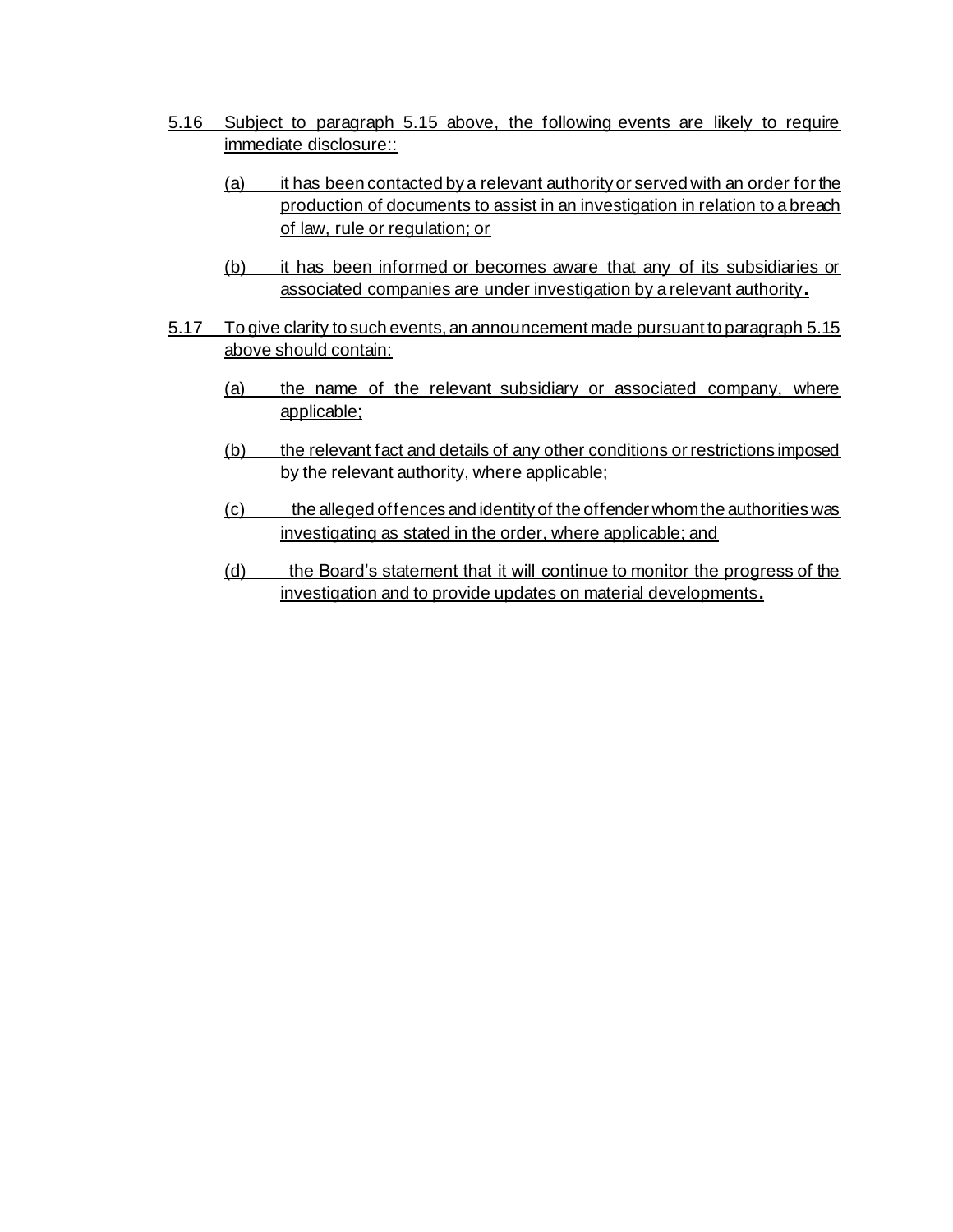5.16 Subject to paragraph 5.15 above, the following events are likely to require immediate disclosure::

(a) it has been contacted by a relevant authority or served with an order for the production of documents to assist in an investigation in relation to a breach of law, rule or regulation; or

(b) it has been informed or becomes aware that any of its subsidiaries or associated companies are under investigation by a relevant authority.

5.17 To give clarity to such events, an announcement made pursuant to paragraph 5.15 above should contain:

(a) the name of the relevant subsidiary or associated company, where applicable;

(b) the relevant fact and details of any other conditions or restrictions imposed by the relevant authority, where applicable;

(c) the alleged offences and identity of the offender whom the authorities was investigating as stated in the order, where applicable; and

(d) the Board's statement that it will continue to monitor the progress of the investigation and to provide updates on material developments.